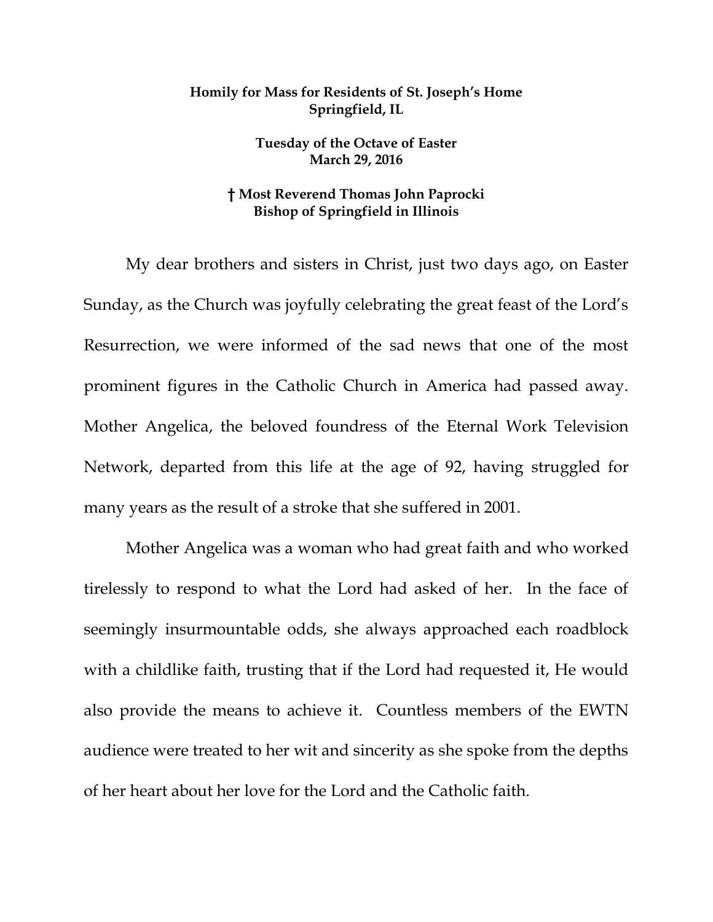**Homily for Mass for Residents of St. Joseph's Home**
**Springfield, IL**

**Tuesday of the Octave of Easter**
**March 29, 2016**

**† Most Reverend Thomas John Paprocki**
**Bishop of Springfield in Illinois**

My dear brothers and sisters in Christ, just two days ago, on Easter Sunday, as the Church was joyfully celebrating the great feast of the Lord's Resurrection, we were informed of the sad news that one of the most prominent figures in the Catholic Church in America had passed away. Mother Angelica, the beloved foundress of the Eternal Work Television Network, departed from this life at the age of 92, having struggled for many years as the result of a stroke that she suffered in 2001.

Mother Angelica was a woman who had great faith and who worked tirelessly to respond to what the Lord had asked of her. In the face of seemingly insurmountable odds, she always approached each roadblock with a childlike faith, trusting that if the Lord had requested it, He would also provide the means to achieve it. Countless members of the EWTN audience were treated to her wit and sincerity as she spoke from the depths of her heart about her love for the Lord and the Catholic faith.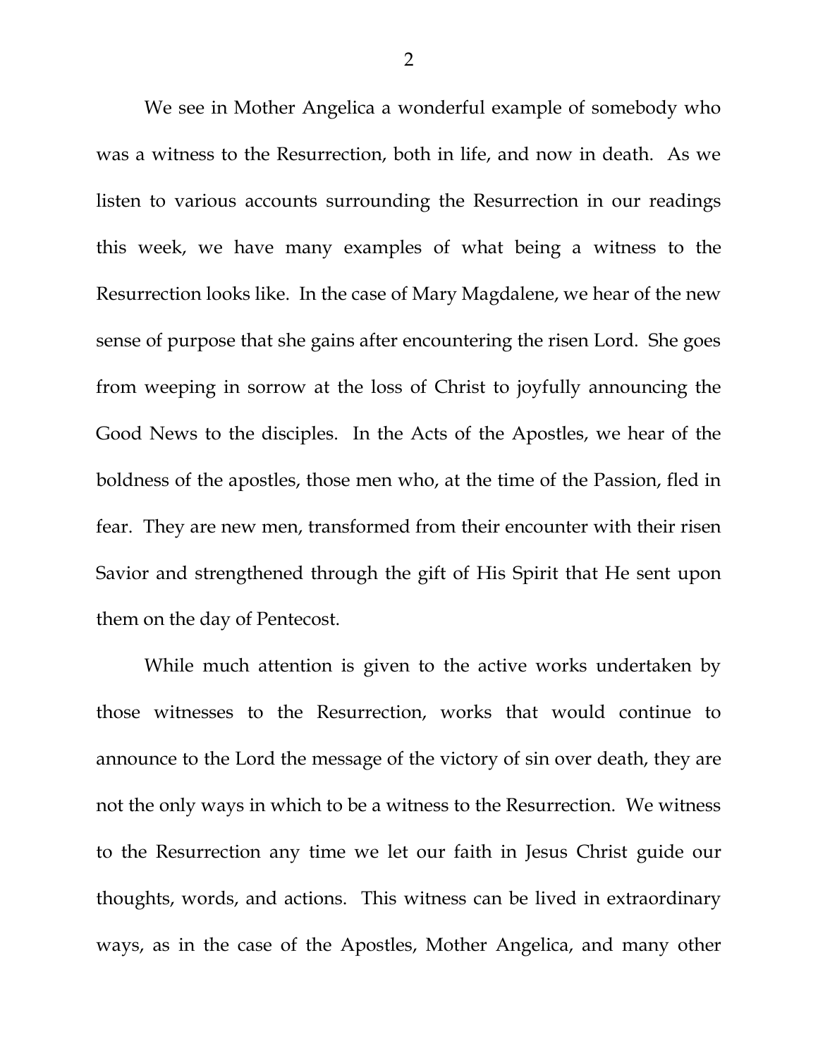We see in Mother Angelica a wonderful example of somebody who was a witness to the Resurrection, both in life, and now in death. As we listen to various accounts surrounding the Resurrection in our readings this week, we have many examples of what being a witness to the Resurrection looks like. In the case of Mary Magdalene, we hear of the new sense of purpose that she gains after encountering the risen Lord. She goes from weeping in sorrow at the loss of Christ to joyfully announcing the Good News to the disciples. In the Acts of the Apostles, we hear of the boldness of the apostles, those men who, at the time of the Passion, fled in fear. They are new men, transformed from their encounter with their risen Savior and strengthened through the gift of His Spirit that He sent upon them on the day of Pentecost.

While much attention is given to the active works undertaken by those witnesses to the Resurrection, works that would continue to announce to the Lord the message of the victory of sin over death, they are not the only ways in which to be a witness to the Resurrection. We witness to the Resurrection any time we let our faith in Jesus Christ guide our thoughts, words, and actions. This witness can be lived in extraordinary ways, as in the case of the Apostles, Mother Angelica, and many other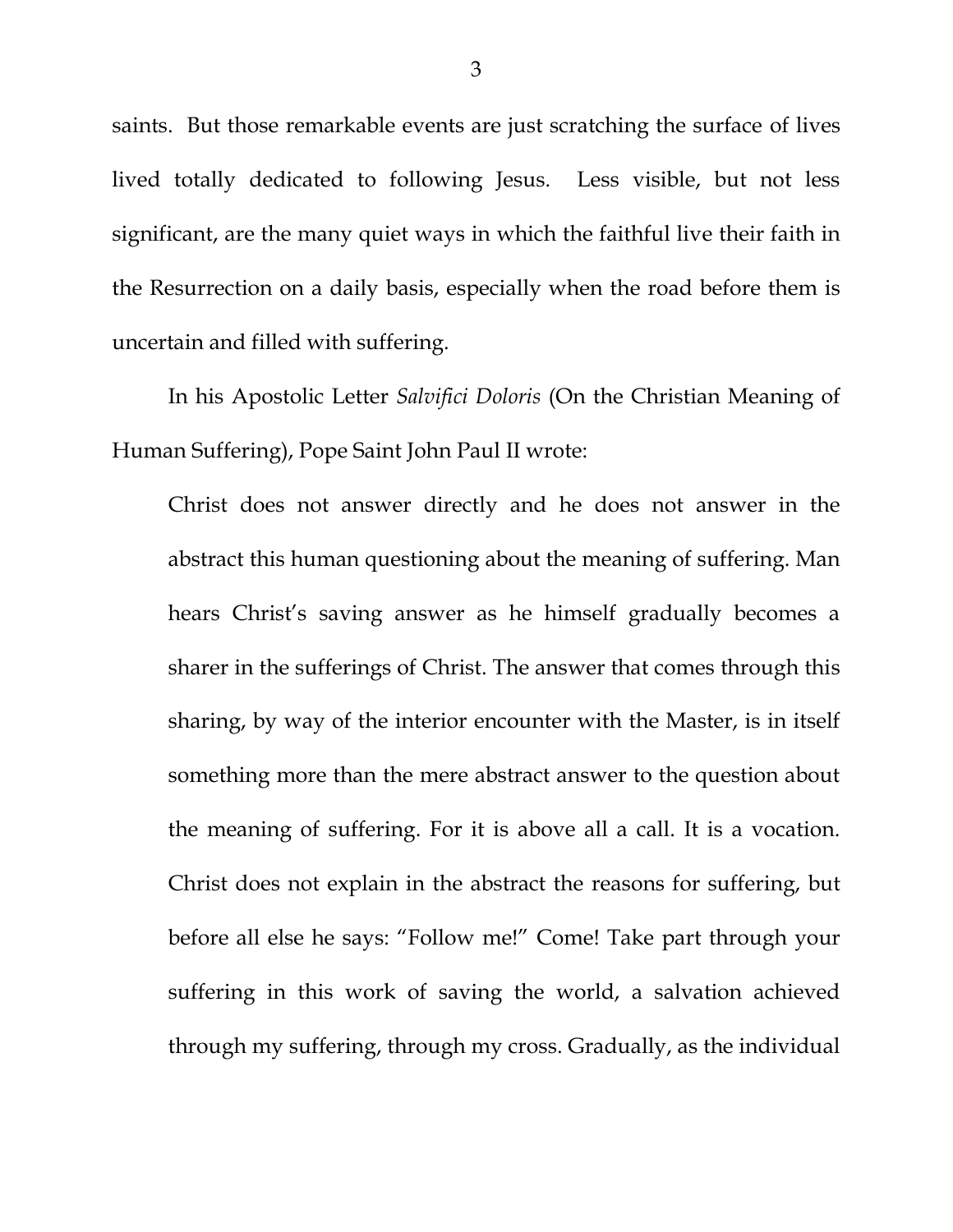saints. But those remarkable events are just scratching the surface of lives lived totally dedicated to following Jesus. Less visible, but not less significant, are the many quiet ways in which the faithful live their faith in the Resurrection on a daily basis, especially when the road before them is uncertain and filled with suffering.

In his Apostolic Letter *Salvifici Doloris* (On the Christian Meaning of Human Suffering), Pope Saint John Paul II wrote:

> Christ does not answer directly and he does not answer in the abstract this human questioning about the meaning of suffering. Man hears Christ's saving answer as he himself gradually becomes a sharer in the sufferings of Christ. The answer that comes through this sharing, by way of the interior encounter with the Master, is in itself something more than the mere abstract answer to the question about the meaning of suffering. For it is above all a call. It is a vocation. Christ does not explain in the abstract the reasons for suffering, but before all else he says: "Follow me!" Come! Take part through your suffering in this work of saving the world, a salvation achieved through my suffering, through my cross. Gradually, as the individual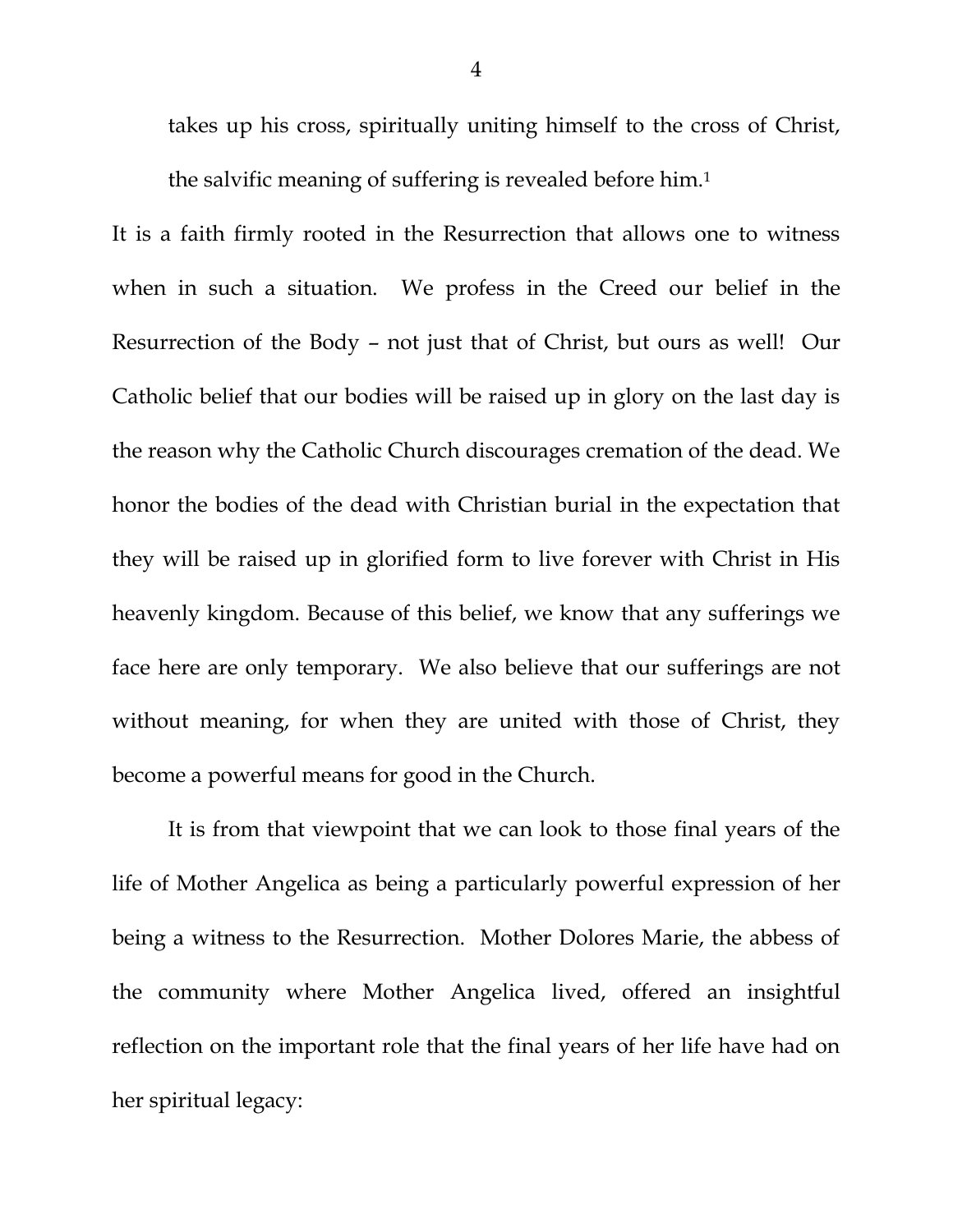takes up his cross, spiritually uniting himself to the cross of Christ, the salvific meaning of suffering is revealed before him.[1]

It is a faith firmly rooted in the Resurrection that allows one to witness when in such a situation. We profess in the Creed our belief in the Resurrection of the Body – not just that of Christ, but ours as well! Our Catholic belief that our bodies will be raised up in glory on the last day is the reason why the Catholic Church discourages cremation of the dead. We honor the bodies of the dead with Christian burial in the expectation that they will be raised up in glorified form to live forever with Christ in His heavenly kingdom. Because of this belief, we know that any sufferings we face here are only temporary. We also believe that our sufferings are not without meaning, for when they are united with those of Christ, they become a powerful means for good in the Church.

It is from that viewpoint that we can look to those final years of the life of Mother Angelica as being a particularly powerful expression of her being a witness to the Resurrection. Mother Dolores Marie, the abbess of the community where Mother Angelica lived, offered an insightful reflection on the important role that the final years of her life have had on her spiritual legacy: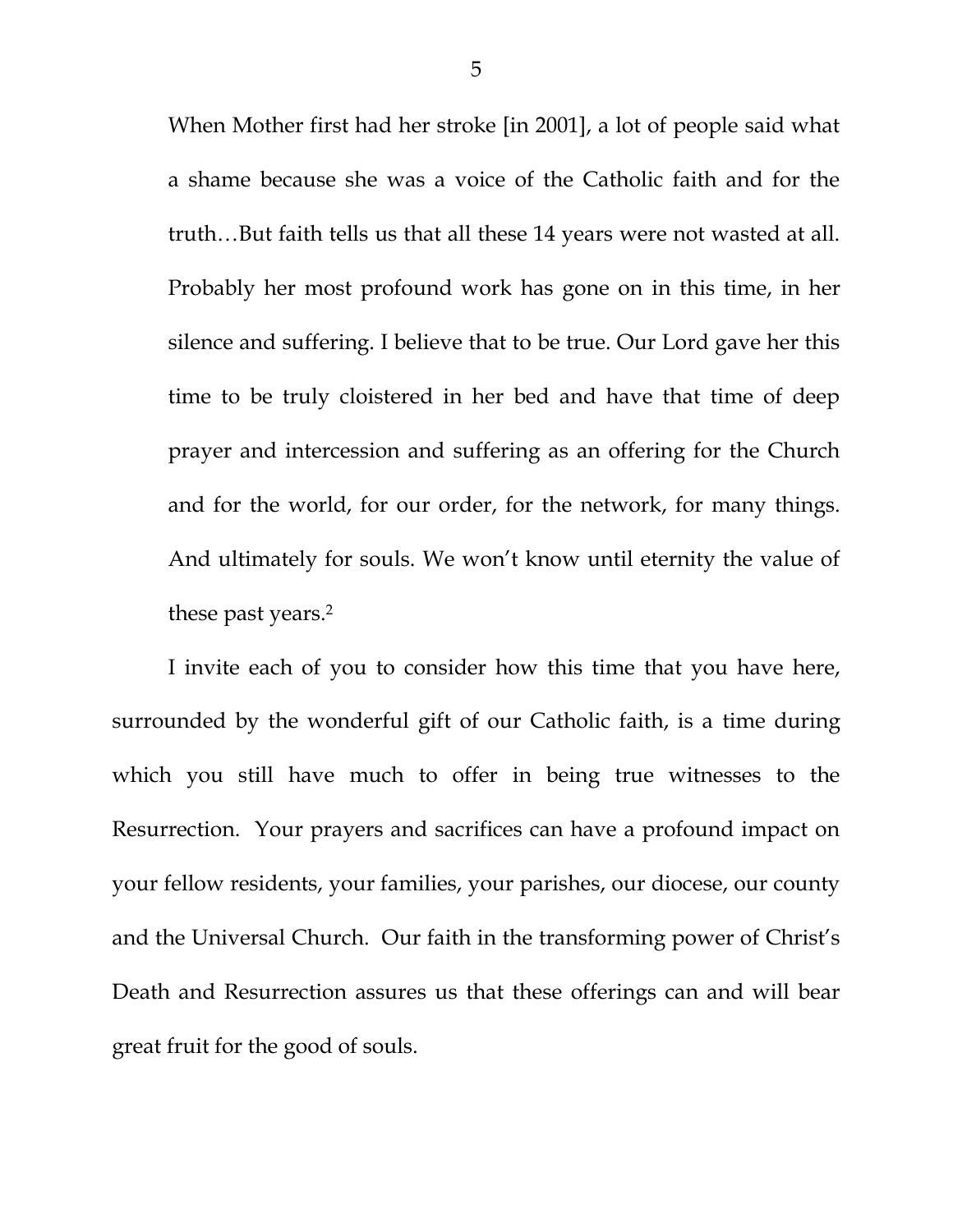> When Mother first had her stroke [in 2001], a lot of people said what a shame because she was a voice of the Catholic faith and for the truth…But faith tells us that all these 14 years were not wasted at all. Probably her most profound work has gone on in this time, in her silence and suffering. I believe that to be true. Our Lord gave her this time to be truly cloistered in her bed and have that time of deep prayer and intercession and suffering as an offering for the Church and for the world, for our order, for the network, for many things. And ultimately for souls. We won't know until eternity the value of these past years.[2]

I invite each of you to consider how this time that you have here, surrounded by the wonderful gift of our Catholic faith, is a time during which you still have much to offer in being true witnesses to the Resurrection. Your prayers and sacrifices can have a profound impact on your fellow residents, your families, your parishes, our diocese, our county and the Universal Church. Our faith in the transforming power of Christ's Death and Resurrection assures us that these offerings can and will bear great fruit for the good of souls.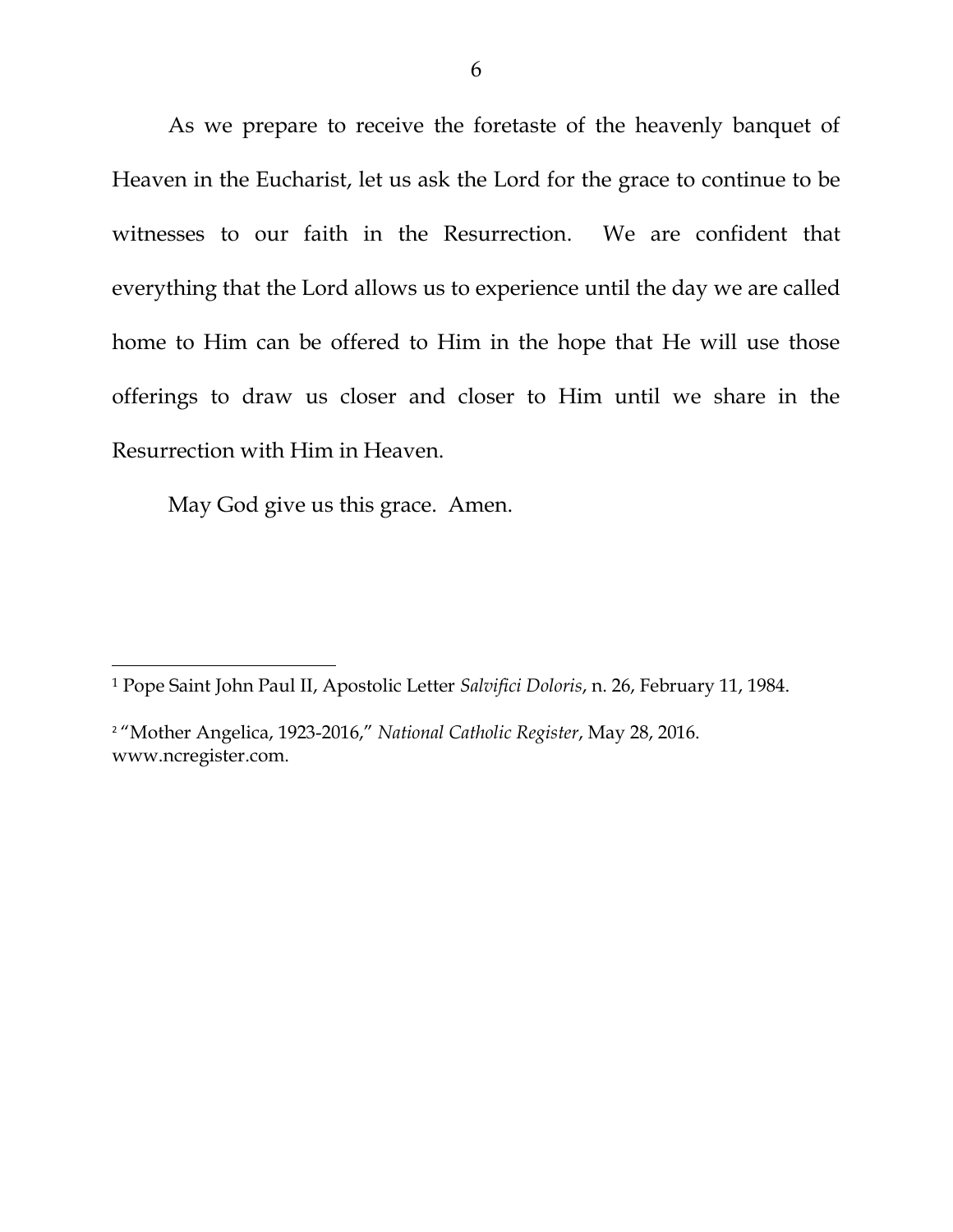As we prepare to receive the foretaste of the heavenly banquet of Heaven in the Eucharist, let us ask the Lord for the grace to continue to be witnesses to our faith in the Resurrection. We are confident that everything that the Lord allows us to experience until the day we are called home to Him can be offered to Him in the hope that He will use those offerings to draw us closer and closer to Him until we share in the Resurrection with Him in Heaven.

May God give us this grace. Amen.

---

[1] Pope Saint John Paul II, Apostolic Letter *Salvifici Doloris*, n. 26, February 11, 1984.

[2] "Mother Angelica, 1923-2016," *National Catholic Register*, May 28, 2016. www.ncregister.com.